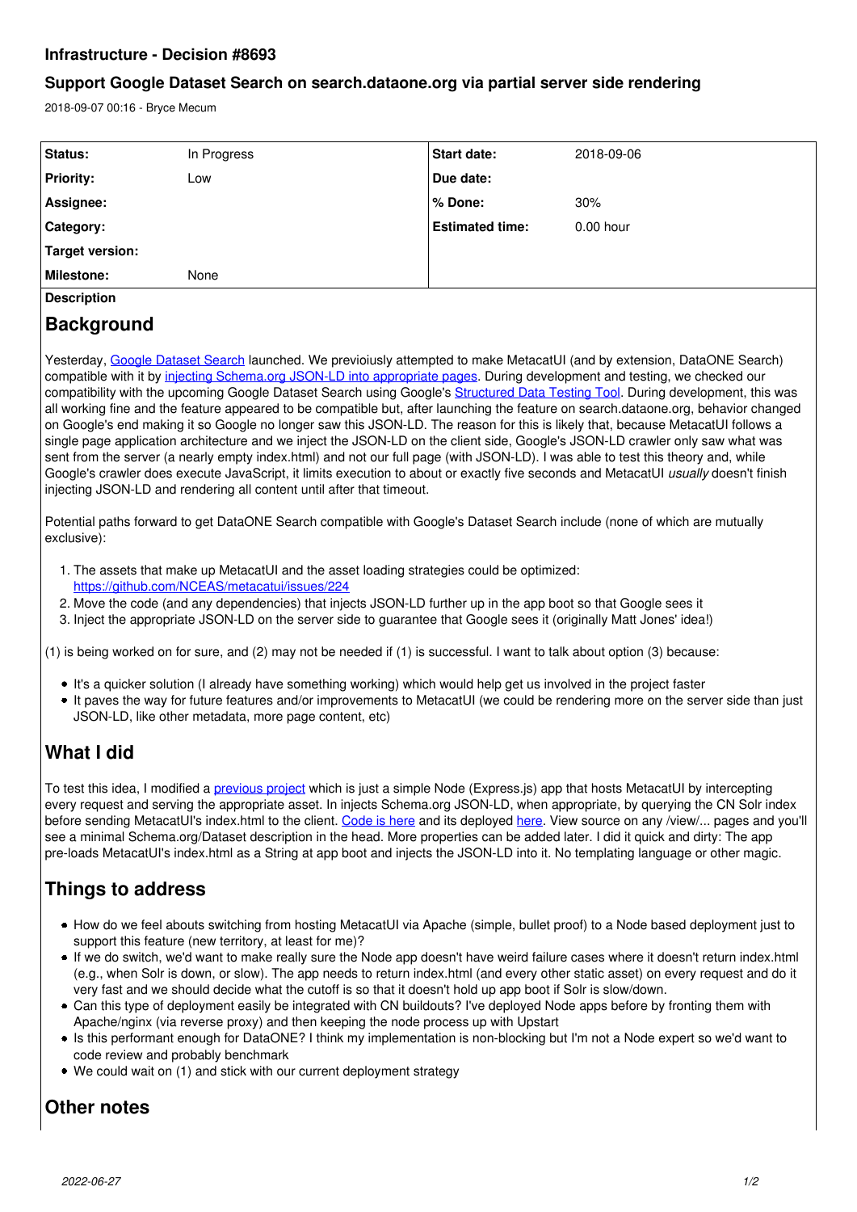# Infrastructure - Decision #8693

## Support Google Dataset Search on search.dataone.org via partial server side rendering

2018-09-07 00:16 - Bryce Mecum

| Status: | In Progress | Start date: | 2018-09-06 |
|---|---|---|---|
| Priority: | Low | Due date: | |
| Assignee: | | % Done: | 30% |
| Category: | | Estimated time: | 0.00 hour |
| Target version: | | | |
| Milestone: | None | | |

**Description**

# Background

Yesterday, Google Dataset Search launched. We previoiusly attempted to make MetacatUI (and by extension, DataONE Search) compatible with it by injecting Schema.org JSON-LD into appropriate pages. During development and testing, we checked our compatibility with the upcoming Google Dataset Search using Google's Structured Data Testing Tool. During development, this was all working fine and the feature appeared to be compatible but, after launching the feature on search.dataone.org, behavior changed on Google's end making it so Google no longer saw this JSON-LD. The reason for this is likely that, because MetacatUI follows a single page application architecture and we inject the JSON-LD on the client side, Google's JSON-LD crawler only saw what was sent from the server (a nearly empty index.html) and not our full page (with JSON-LD). I was able to test this theory and, while Google's crawler does execute JavaScript, it limits execution to about or exactly five seconds and MetacatUI *usually* doesn't finish injecting JSON-LD and rendering all content until after that timeout.

Potential paths forward to get DataONE Search compatible with Google's Dataset Search include (none of which are mutually exclusive):

1. The assets that make up MetacatUI and the asset loading strategies could be optimized: https://github.com/NCEAS/metacatui/issues/224
2. Move the code (and any dependencies) that injects JSON-LD further up in the app boot so that Google sees it
3. Inject the appropriate JSON-LD on the server side to guarantee that Google sees it (originally Matt Jones' idea!)

(1) is being worked on for sure, and (2) may not be needed if (1) is successful. I want to talk about option (3) because:

- It's a quicker solution (I already have something working) which would help get us involved in the project faster
- It paves the way for future features and/or improvements to MetacatUI (we could be rendering more on the server side than just JSON-LD, like other metadata, more page content, etc)

# What I did

To test this idea, I modified a previous project which is just a simple Node (Express.js) app that hosts MetacatUI by intercepting every request and serving the appropriate asset. In injects Schema.org JSON-LD, when appropriate, by querying the CN Solr index before sending MetacatUI's index.html to the client. Code is here and its deployed here. View source on any /view/... pages and you'll see a minimal Schema.org/Dataset description in the head. More properties can be added later. I did it quick and dirty: The app pre-loads MetacatUI's index.html as a String at app boot and injects the JSON-LD into it. No templating language or other magic.

# Things to address

- How do we feel abouts switching from hosting MetacatUI via Apache (simple, bullet proof) to a Node based deployment just to support this feature (new territory, at least for me)?
- If we do switch, we'd want to make really sure the Node app doesn't have weird failure cases where it doesn't return index.html (e.g., when Solr is down, or slow). The app needs to return index.html (and every other static asset) on every request and do it very fast and we should decide what the cutoff is so that it doesn't hold up app boot if Solr is slow/down.
- Can this type of deployment easily be integrated with CN buildouts? I've deployed Node apps before by fronting them with Apache/nginx (via reverse proxy) and then keeping the node process up with Upstart
- Is this performant enough for DataONE? I think my implementation is non-blocking but I'm not a Node expert so we'd want to code review and probably benchmark
- We could wait on (1) and stick with our current deployment strategy

# Other notes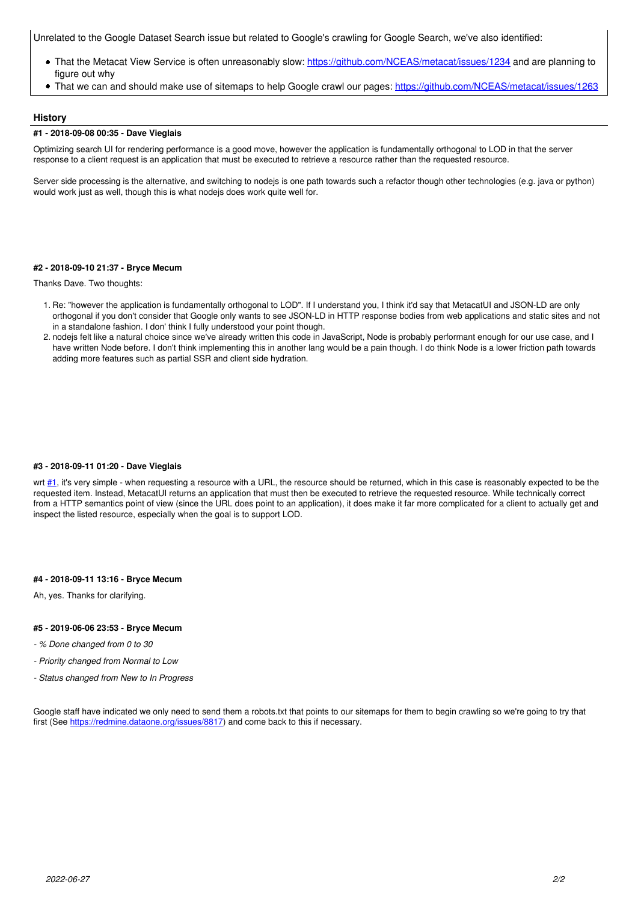Unrelated to the Google Dataset Search issue but related to Google's crawling for Google Search, we've also identified:

- That the Metacat View Service is often unreasonably slow: https://github.com/NCEAS/metacat/issues/1234 and are planning to figure out why
- That we can and should make use of sitemaps to help Google crawl our pages: https://github.com/NCEAS/metacat/issues/1263

## History

#### #1 - 2018-09-08 00:35 - Dave Vieglais

Optimizing search UI for rendering performance is a good move, however the application is fundamentally orthogonal to LOD in that the server response to a client request is an application that must be executed to retrieve a resource rather than the requested resource.

Server side processing is the alternative, and switching to nodejs is one path towards such a refactor though other technologies (e.g. java or python) would work just as well, though this is what nodejs does work quite well for.

#### #2 - 2018-09-10 21:37 - Bryce Mecum

Thanks Dave. Two thoughts:

1. Re: "however the application is fundamentally orthogonal to LOD". If I understand you, I think it'd say that MetacatUI and JSON-LD are only orthogonal if you don't consider that Google only wants to see JSON-LD in HTTP response bodies from web applications and static sites and not in a standalone fashion. I don' think I fully understood your point though.
2. nodejs felt like a natural choice since we've already written this code in JavaScript, Node is probably performant enough for our use case, and I have written Node before. I don't think implementing this in another lang would be a pain though. I do think Node is a lower friction path towards adding more features such as partial SSR and client side hydration.

#### #3 - 2018-09-11 01:20 - Dave Vieglais

wrt #1, it's very simple - when requesting a resource with a URL, the resource should be returned, which in this case is reasonably expected to be the requested item. Instead, MetacatUI returns an application that must then be executed to retrieve the requested resource. While technically correct from a HTTP semantics point of view (since the URL does point to an application), it does make it far more complicated for a client to actually get and inspect the listed resource, especially when the goal is to support LOD.

#### #4 - 2018-09-11 13:16 - Bryce Mecum

Ah, yes. Thanks for clarifying.

#### #5 - 2019-06-06 23:53 - Bryce Mecum

*- % Done changed from 0 to 30*

*- Priority changed from Normal to Low*

*- Status changed from New to In Progress*

Google staff have indicated we only need to send them a robots.txt that points to our sitemaps for them to begin crawling so we're going to try that first (See https://redmine.dataone.org/issues/8817) and come back to this if necessary.